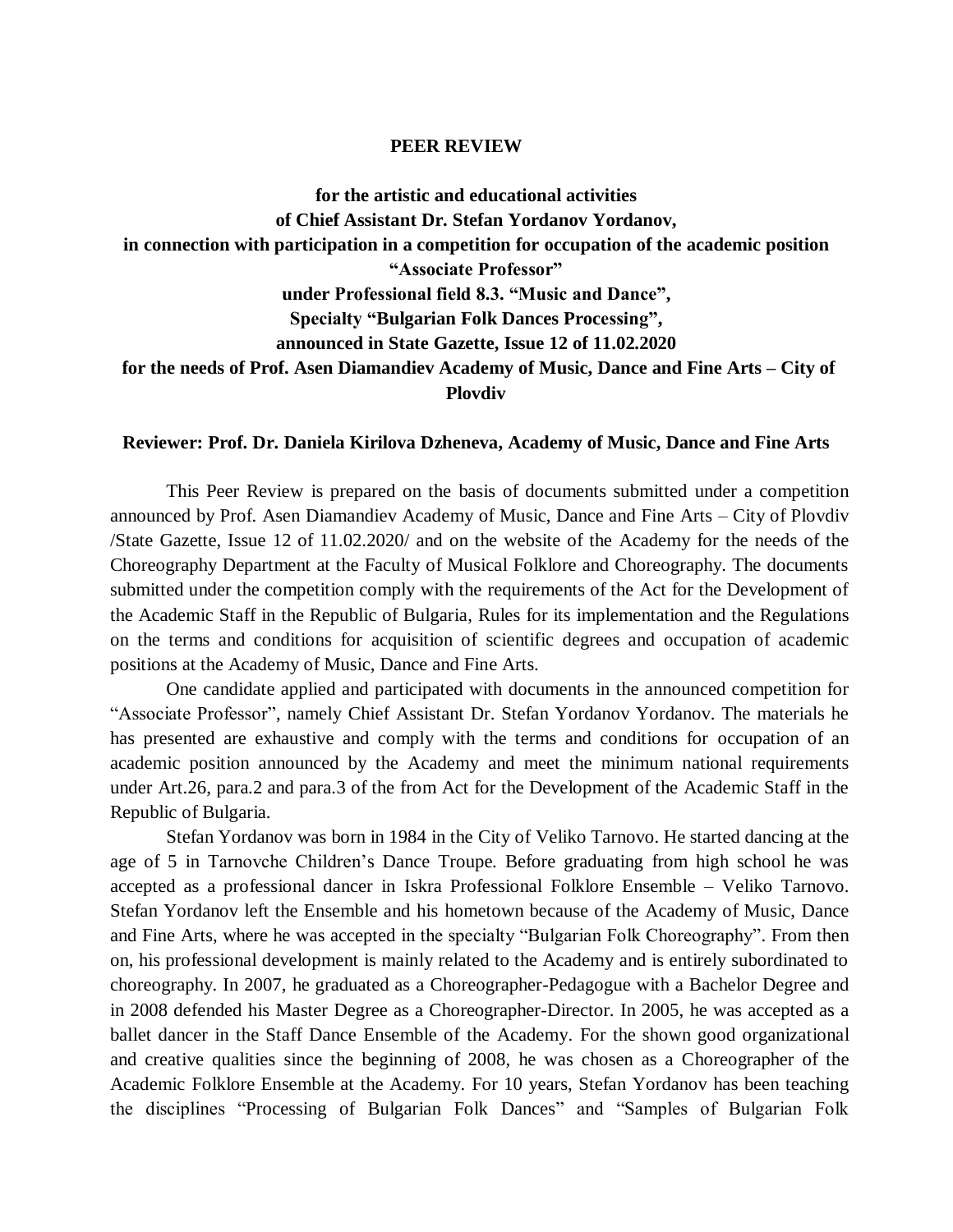# PEER REVIEW

**for the artistic and educational activities**
**of Chief Assistant Dr. Stefan Yordanov Yordanov,**
**in connection with participation in a competition for occupation of the academic position "Associate Professor"**
**under Professional field 8.3. "Music and Dance",**
**Specialty "Bulgarian Folk Dances Processing",**
**announced in State Gazette, Issue 12 of 11.02.2020**
**for the needs of Prof. Asen Diamandiev Academy of Music, Dance and Fine Arts – City of Plovdiv**

**Reviewer: Prof. Dr. Daniela Kirilova Dzheneva, Academy of Music, Dance and Fine Arts**

This Peer Review is prepared on the basis of documents submitted under a competition announced by Prof. Asen Diamandiev Academy of Music, Dance and Fine Arts – City of Plovdiv /State Gazette, Issue 12 of 11.02.2020/ and on the website of the Academy for the needs of the Choreography Department at the Faculty of Musical Folklore and Choreography. The documents submitted under the competition comply with the requirements of the Act for the Development of the Academic Staff in the Republic of Bulgaria, Rules for its implementation and the Regulations on the terms and conditions for acquisition of scientific degrees and occupation of academic positions at the Academy of Music, Dance and Fine Arts.

One candidate applied and participated with documents in the announced competition for "Associate Professor", namely Chief Assistant Dr. Stefan Yordanov Yordanov. The materials he has presented are exhaustive and comply with the terms and conditions for occupation of an academic position announced by the Academy and meet the minimum national requirements under Art.26, para.2 and para.3 of the from Act for the Development of the Academic Staff in the Republic of Bulgaria.

Stefan Yordanov was born in 1984 in the City of Veliko Tarnovo. He started dancing at the age of 5 in Tarnovche Children's Dance Troupe. Before graduating from high school he was accepted as a professional dancer in Iskra Professional Folklore Ensemble – Veliko Tarnovo. Stefan Yordanov left the Ensemble and his hometown because of the Academy of Music, Dance and Fine Arts, where he was accepted in the specialty "Bulgarian Folk Choreography". From then on, his professional development is mainly related to the Academy and is entirely subordinated to choreography. In 2007, he graduated as a Choreographer-Pedagogue with a Bachelor Degree and in 2008 defended his Master Degree as a Choreographer-Director. In 2005, he was accepted as a ballet dancer in the Staff Dance Ensemble of the Academy. For the shown good organizational and creative qualities since the beginning of 2008, he was chosen as a Choreographer of the Academic Folklore Ensemble at the Academy. For 10 years, Stefan Yordanov has been teaching the disciplines "Processing of Bulgarian Folk Dances" and "Samples of Bulgarian Folk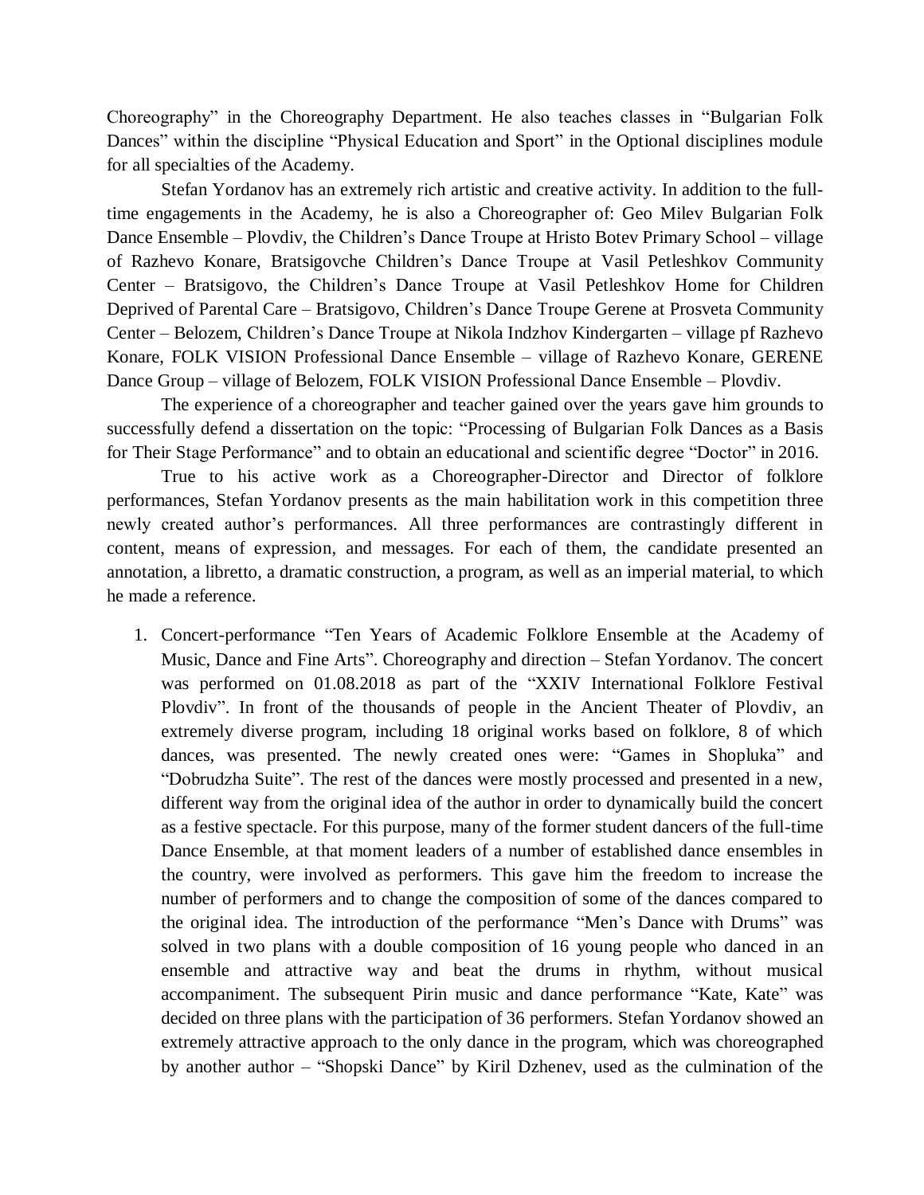Choreography" in the Choreography Department. He also teaches classes in "Bulgarian Folk Dances" within the discipline "Physical Education and Sport" in the Optional disciplines module for all specialties of the Academy.

Stefan Yordanov has an extremely rich artistic and creative activity. In addition to the full-time engagements in the Academy, he is also a Choreographer of: Geo Milev Bulgarian Folk Dance Ensemble – Plovdiv, the Children's Dance Troupe at Hristo Botev Primary School – village of Razhevo Konare, Bratsigovche Children's Dance Troupe at Vasil Petleshkov Community Center – Bratsigovo, the Children's Dance Troupe at Vasil Petleshkov Home for Children Deprived of Parental Care – Bratsigovo, Children's Dance Troupe Gerene at Prosveta Community Center – Belozem, Children's Dance Troupe at Nikola Indzhov Kindergarten – village pf Razhevo Konare, FOLK VISION Professional Dance Ensemble – village of Razhevo Konare, GERENE Dance Group – village of Belozem, FOLK VISION Professional Dance Ensemble – Plovdiv.

The experience of a choreographer and teacher gained over the years gave him grounds to successfully defend a dissertation on the topic: "Processing of Bulgarian Folk Dances as a Basis for Their Stage Performance" and to obtain an educational and scientific degree "Doctor" in 2016.

True to his active work as a Choreographer-Director and Director of folklore performances, Stefan Yordanov presents as the main habilitation work in this competition three newly created author's performances. All three performances are contrastingly different in content, means of expression, and messages. For each of them, the candidate presented an annotation, a libretto, a dramatic construction, a program, as well as an imperial material, to which he made a reference.

1. Concert-performance "Ten Years of Academic Folklore Ensemble at the Academy of Music, Dance and Fine Arts". Choreography and direction – Stefan Yordanov. The concert was performed on 01.08.2018 as part of the "XXIV International Folklore Festival Plovdiv". In front of the thousands of people in the Ancient Theater of Plovdiv, an extremely diverse program, including 18 original works based on folklore, 8 of which dances, was presented. The newly created ones were: "Games in Shopluka" and "Dobrudzha Suite". The rest of the dances were mostly processed and presented in a new, different way from the original idea of the author in order to dynamically build the concert as a festive spectacle. For this purpose, many of the former student dancers of the full-time Dance Ensemble, at that moment leaders of a number of established dance ensembles in the country, were involved as performers. This gave him the freedom to increase the number of performers and to change the composition of some of the dances compared to the original idea. The introduction of the performance "Men's Dance with Drums" was solved in two plans with a double composition of 16 young people who danced in an ensemble and attractive way and beat the drums in rhythm, without musical accompaniment. The subsequent Pirin music and dance performance "Kate, Kate" was decided on three plans with the participation of 36 performers. Stefan Yordanov showed an extremely attractive approach to the only dance in the program, which was choreographed by another author – "Shopski Dance" by Kiril Dzhenev, used as the culmination of the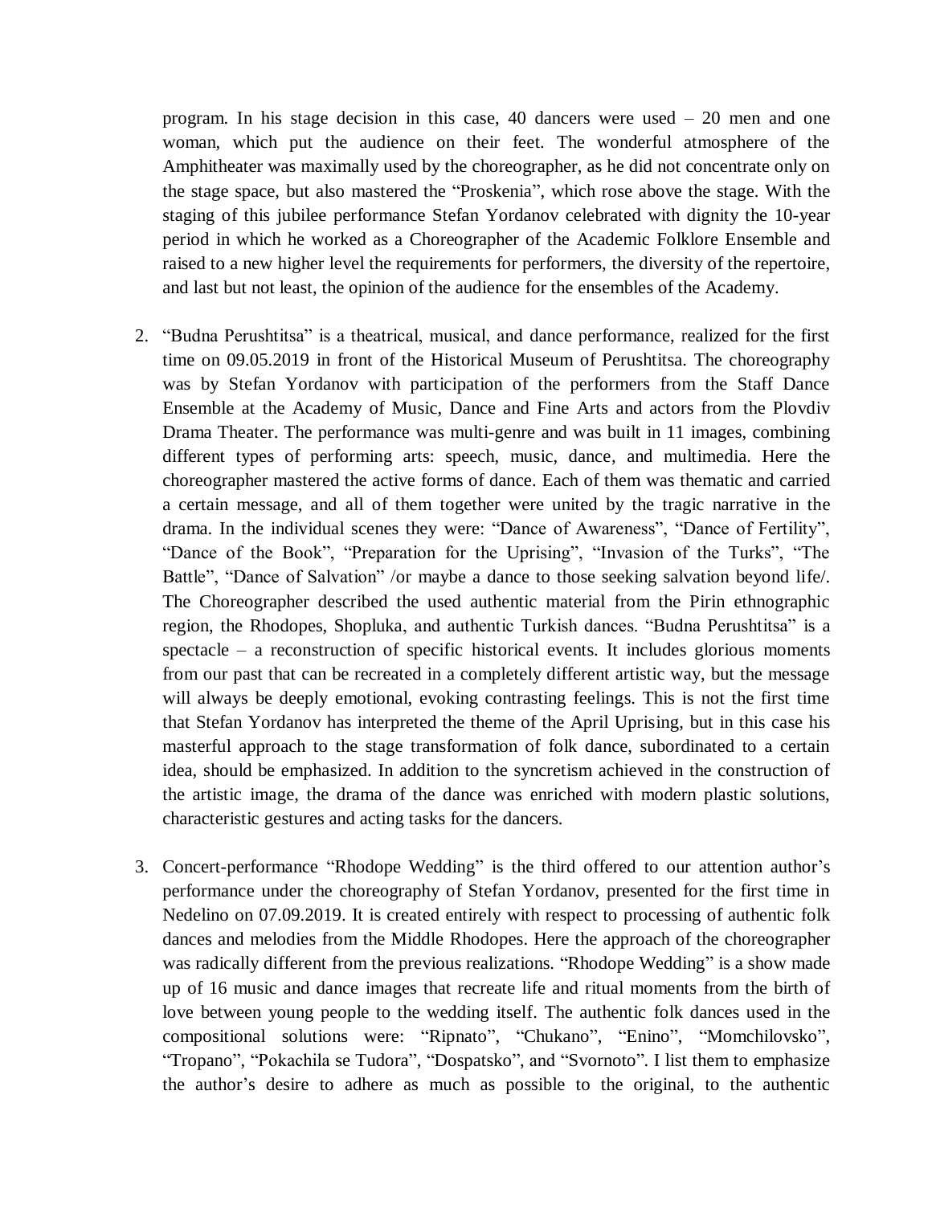program. In his stage decision in this case, 40 dancers were used – 20 men and one woman, which put the audience on their feet. The wonderful atmosphere of the Amphitheater was maximally used by the choreographer, as he did not concentrate only on the stage space, but also mastered the "Proskenia", which rose above the stage. With the staging of this jubilee performance Stefan Yordanov celebrated with dignity the 10-year period in which he worked as a Choreographer of the Academic Folklore Ensemble and raised to a new higher level the requirements for performers, the diversity of the repertoire, and last but not least, the opinion of the audience for the ensembles of the Academy.

2. "Budna Perushtitsa" is a theatrical, musical, and dance performance, realized for the first time on 09.05.2019 in front of the Historical Museum of Perushtitsa. The choreography was by Stefan Yordanov with participation of the performers from the Staff Dance Ensemble at the Academy of Music, Dance and Fine Arts and actors from the Plovdiv Drama Theater. The performance was multi-genre and was built in 11 images, combining different types of performing arts: speech, music, dance, and multimedia. Here the choreographer mastered the active forms of dance. Each of them was thematic and carried a certain message, and all of them together were united by the tragic narrative in the drama. In the individual scenes they were: "Dance of Awareness", "Dance of Fertility", "Dance of the Book", "Preparation for the Uprising", "Invasion of the Turks", "The Battle", "Dance of Salvation" /or maybe a dance to those seeking salvation beyond life/. The Choreographer described the used authentic material from the Pirin ethnographic region, the Rhodopes, Shopluka, and authentic Turkish dances. "Budna Perushtitsa" is a spectacle – a reconstruction of specific historical events. It includes glorious moments from our past that can be recreated in a completely different artistic way, but the message will always be deeply emotional, evoking contrasting feelings. This is not the first time that Stefan Yordanov has interpreted the theme of the April Uprising, but in this case his masterful approach to the stage transformation of folk dance, subordinated to a certain idea, should be emphasized. In addition to the syncretism achieved in the construction of the artistic image, the drama of the dance was enriched with modern plastic solutions, characteristic gestures and acting tasks for the dancers.

3. Concert-performance "Rhodope Wedding" is the third offered to our attention author's performance under the choreography of Stefan Yordanov, presented for the first time in Nedelino on 07.09.2019. It is created entirely with respect to processing of authentic folk dances and melodies from the Middle Rhodopes. Here the approach of the choreographer was radically different from the previous realizations. "Rhodope Wedding" is a show made up of 16 music and dance images that recreate life and ritual moments from the birth of love between young people to the wedding itself. The authentic folk dances used in the compositional solutions were: "Ripnato", "Chukano", "Enino", "Momchilovsko", "Tropano", "Pokachila se Tudora", "Dospatsko", and "Svornoto". I list them to emphasize the author's desire to adhere as much as possible to the original, to the authentic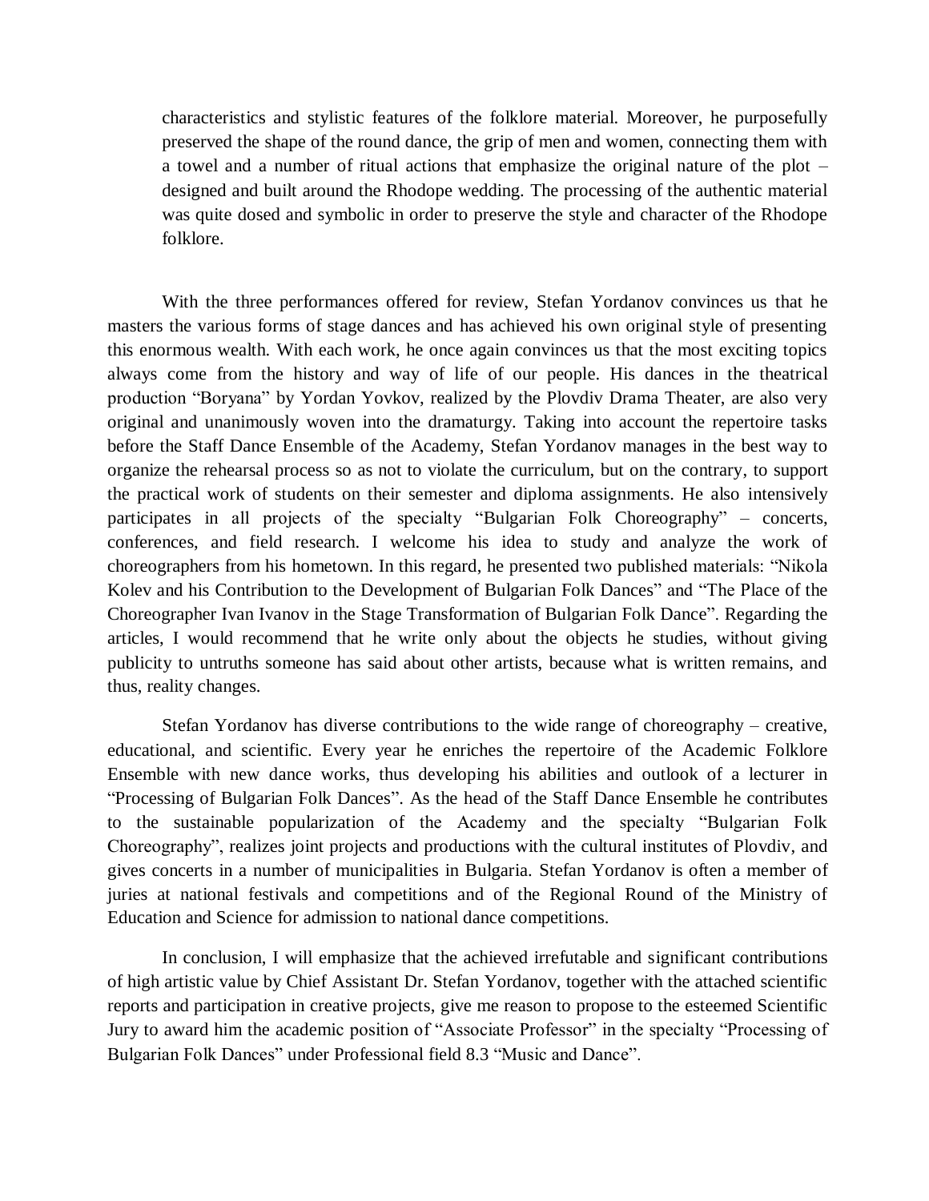characteristics and stylistic features of the folklore material. Moreover, he purposefully preserved the shape of the round dance, the grip of men and women, connecting them with a towel and a number of ritual actions that emphasize the original nature of the plot – designed and built around the Rhodope wedding. The processing of the authentic material was quite dosed and symbolic in order to preserve the style and character of the Rhodope folklore.

With the three performances offered for review, Stefan Yordanov convinces us that he masters the various forms of stage dances and has achieved his own original style of presenting this enormous wealth. With each work, he once again convinces us that the most exciting topics always come from the history and way of life of our people. His dances in the theatrical production "Boryana" by Yordan Yovkov, realized by the Plovdiv Drama Theater, are also very original and unanimously woven into the dramaturgy. Taking into account the repertoire tasks before the Staff Dance Ensemble of the Academy, Stefan Yordanov manages in the best way to organize the rehearsal process so as not to violate the curriculum, but on the contrary, to support the practical work of students on their semester and diploma assignments. He also intensively participates in all projects of the specialty "Bulgarian Folk Choreography" – concerts, conferences, and field research. I welcome his idea to study and analyze the work of choreographers from his hometown. In this regard, he presented two published materials: "Nikola Kolev and his Contribution to the Development of Bulgarian Folk Dances" and "The Place of the Choreographer Ivan Ivanov in the Stage Transformation of Bulgarian Folk Dance". Regarding the articles, I would recommend that he write only about the objects he studies, without giving publicity to untruths someone has said about other artists, because what is written remains, and thus, reality changes.

Stefan Yordanov has diverse contributions to the wide range of choreography – creative, educational, and scientific. Every year he enriches the repertoire of the Academic Folklore Ensemble with new dance works, thus developing his abilities and outlook of a lecturer in "Processing of Bulgarian Folk Dances". As the head of the Staff Dance Ensemble he contributes to the sustainable popularization of the Academy and the specialty "Bulgarian Folk Choreography", realizes joint projects and productions with the cultural institutes of Plovdiv, and gives concerts in a number of municipalities in Bulgaria. Stefan Yordanov is often a member of juries at national festivals and competitions and of the Regional Round of the Ministry of Education and Science for admission to national dance competitions.

In conclusion, I will emphasize that the achieved irrefutable and significant contributions of high artistic value by Chief Assistant Dr. Stefan Yordanov, together with the attached scientific reports and participation in creative projects, give me reason to propose to the esteemed Scientific Jury to award him the academic position of "Associate Professor" in the specialty "Processing of Bulgarian Folk Dances" under Professional field 8.3 "Music and Dance".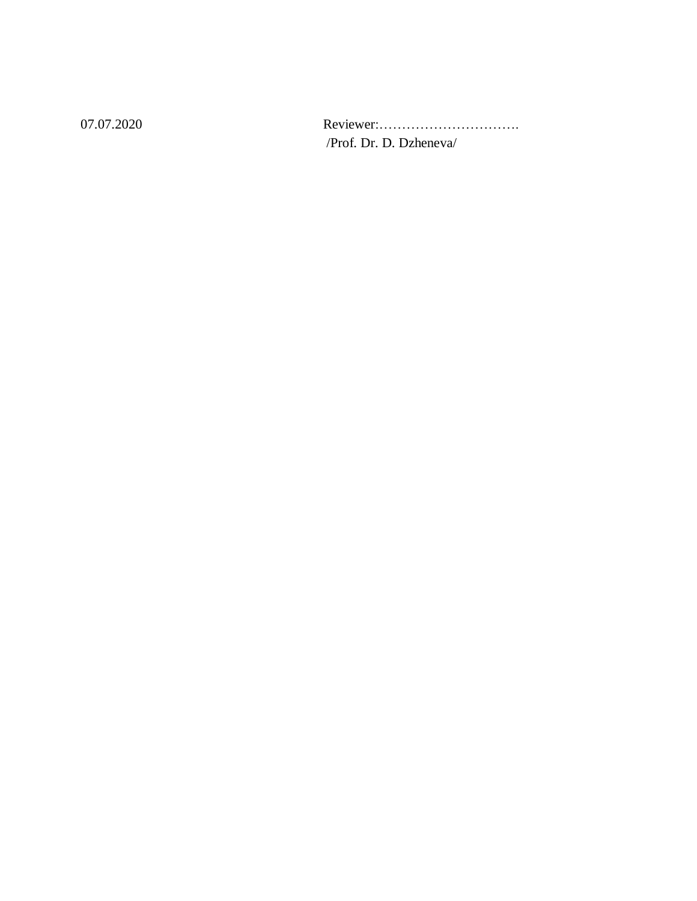07.07.2020 Reviewer:………………………….

/Prof. Dr. D. Dzheneva/